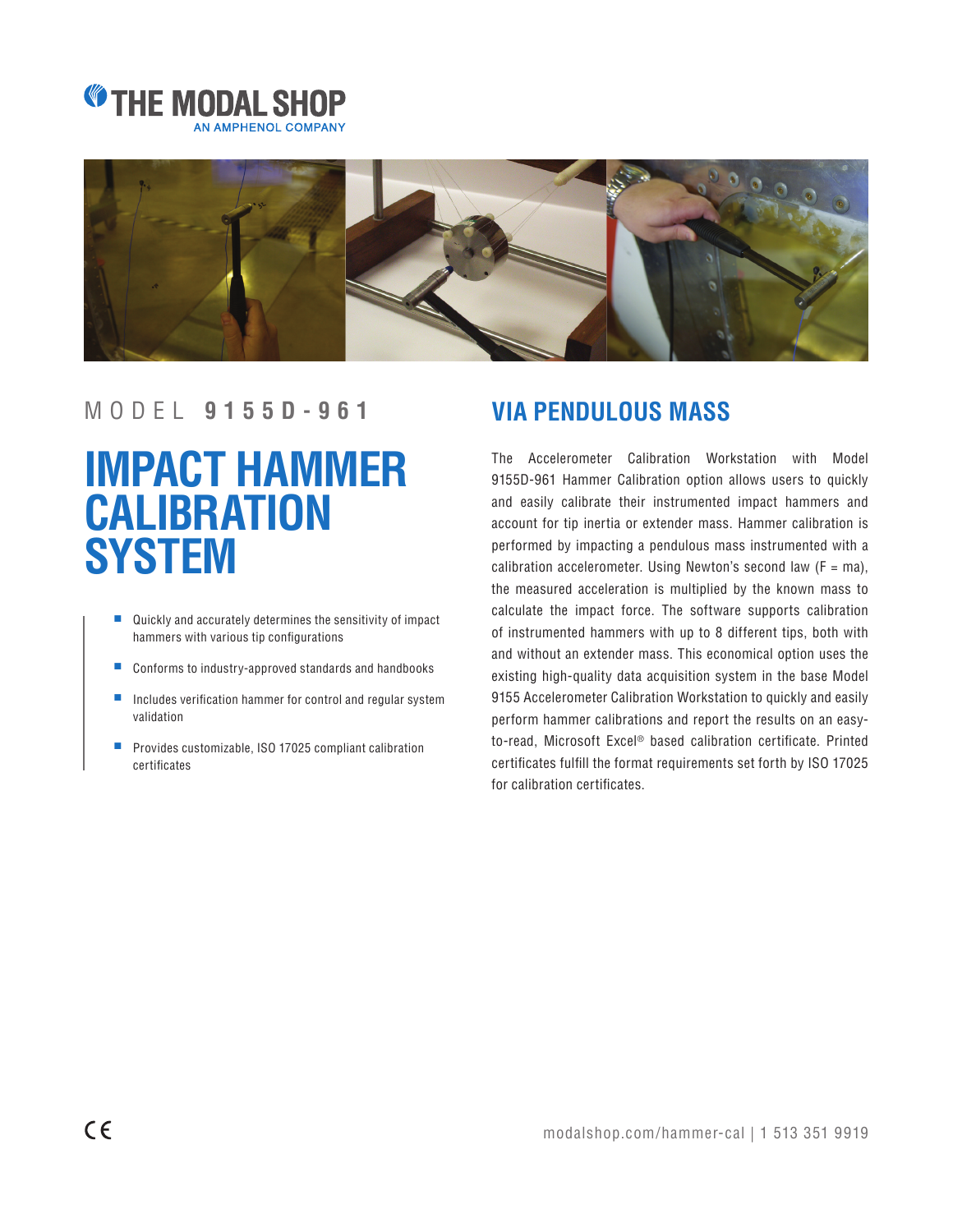THE MODAL SHOP

AN AMPHENOL COMPANY

MODEL **9155D-961**

# IMPACT HAMMER CALIBRATION SYSTEM

- Quickly and accurately determines the sensitivity of impact hammers with various tip configurations
- Conforms to industry-approved standards and handbooks
- Includes verification hammer for control and regular system validation
- Provides customizable, ISO 17025 compliant calibration certificates

## VIA PENDULOUS MASS

The Accelerometer Calibration Workstation with Model 9155D-961 Hammer Calibration option allows users to quickly and easily calibrate their instrumented impact hammers and account for tip inertia or extender mass. Hammer calibration is performed by impacting a pendulous mass instrumented with a calibration accelerometer. Using Newton's second law ($F = ma$), the measured acceleration is multiplied by the known mass to calculate the impact force. The software supports calibration of instrumented hammers with up to 8 different tips, both with and without an extender mass. This economical option uses the existing high-quality data acquisition system in the base Model 9155 Accelerometer Calibration Workstation to quickly and easily perform hammer calibrations and report the results on an easy-to-read, Microsoft Excel® based calibration certificate. Printed certificates fulfill the format requirements set forth by ISO 17025 for calibration certificates.

modalshop.com/hammer-cal | 1 513 351 9919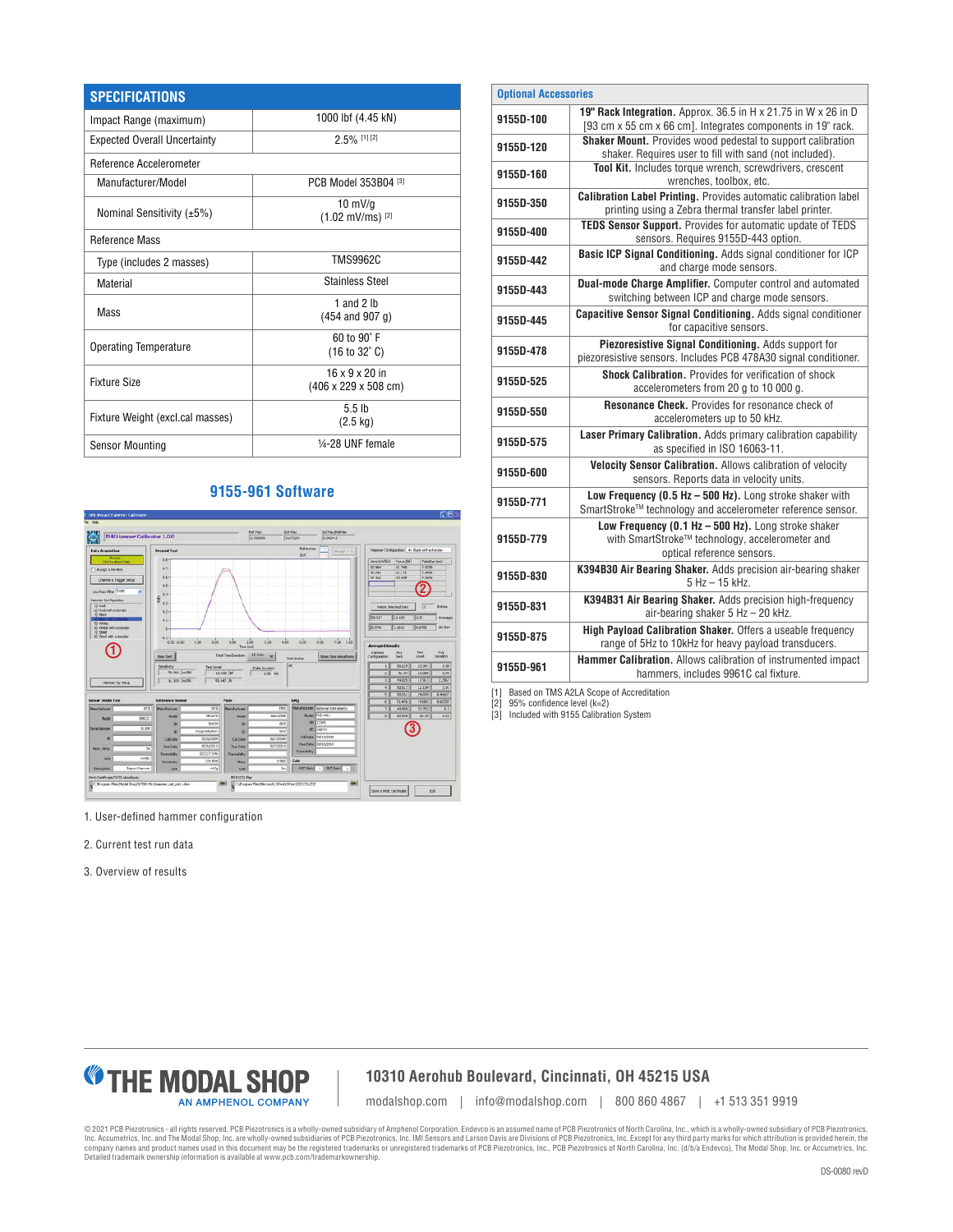## SPECIFICATIONS

| | |
|---|---|
| Impact Range (maximum) | 1000 lbf (4.45 kN) |
| Expected Overall Uncertainty | 2.5% [1] [2] |
| Reference Accelerometer | |
| Manufacturer/Model | PCB Model 353B04 [3] |
| Nominal Sensitivity (±5%) | 10 mV/g (1.02 mV/ms) [2] |
| Reference Mass | |
| Type (includes 2 masses) | TMS9962C |
| Material | Stainless Steel |
| Mass | 1 and 2 lb (454 and 907 g) |
| Operating Temperature | 60 to 90˚ F (16 to 32˚ C) |
| Fixture Size | 16 x 9 x 20 in (406 x 229 x 508 cm) |
| Fixture Weight (excl.cal masses) | 5.5 lb (2.5 kg) |
| Sensor Mounting | ¼-28 UNF female |

## 9155-961 Software

1. User-defined hammer configuration
2. Current test run data
3. Overview of results

## Optional Accessories

| | |
|---|---|
| 9155D-100 | **19" Rack Integration.** Approx. 36.5 in H x 21.75 in W x 26 in D [93 cm x 55 cm x 66 cm]. Integrates components in 19" rack. |
| 9155D-120 | **Shaker Mount.** Provides wood pedestal to support calibration shaker. Requires user to fill with sand (not included). |
| 9155D-160 | **Tool Kit.** Includes torque wrench, screwdrivers, crescent wrenches, toolbox, etc. |
| 9155D-350 | **Calibration Label Printing.** Provides automatic calibration label printing using a Zebra thermal transfer label printer. |
| 9155D-400 | **TEDS Sensor Support.** Provides for automatic update of TEDS sensors. Requires 9155D-443 option. |
| 9155D-442 | **Basic ICP Signal Conditioning.** Adds signal conditioner for ICP and charge mode sensors. |
| 9155D-443 | **Dual-mode Charge Amplifier.** Computer control and automated switching between ICP and charge mode sensors. |
| 9155D-445 | **Capacitive Sensor Signal Conditioning.** Adds signal conditioner for capacitive sensors. |
| 9155D-478 | **Piezoresistive Signal Conditioning.** Adds support for piezoresistive sensors. Includes PCB 478A30 signal conditioner. |
| 9155D-525 | **Shock Calibration.** Provides for verification of shock accelerometers from 20 g to 10 000 g. |
| 9155D-550 | **Resonance Check.** Provides for resonance check of accelerometers up to 50 kHz. |
| 9155D-575 | **Laser Primary Calibration.** Adds primary calibration capability as specified in ISO 16063-11. |
| 9155D-600 | **Velocity Sensor Calibration.** Allows calibration of velocity sensors. Reports data in velocity units. |
| 9155D-771 | **Low Frequency (0.5 Hz – 500 Hz).** Long stroke shaker with SmartStroke™ technology and accelerometer reference sensor. |
| 9155D-779 | **Low Frequency (0.1 Hz – 500 Hz).** Long stroke shaker with SmartStroke™ technology, accelerometer and optical reference sensors. |
| 9155D-830 | **K394B30 Air Bearing Shaker.** Adds precision air-bearing shaker 5 Hz – 15 kHz. |
| 9155D-831 | **K394B31 Air Bearing Shaker.** Adds precision high-frequency air-bearing shaker 5 Hz – 20 kHz. |
| 9155D-875 | **High Payload Calibration Shaker.** Offers a useable frequency range of 5Hz to 10kHz for heavy payload transducers. |
| 9155D-961 | **Hammer Calibration.** Allows calibration of instrumented impact hammers, includes 9961C cal fixture. |

[1] Based on TMS A2LA Scope of Accreditation
[2] 95% confidence level (k=2)
[3] Included with 9155 Calibration System

**THE MODAL SHOP** AN AMPHENOL COMPANY

**10310 Aerohub Boulevard, Cincinnati, OH 45215 USA**

modalshop.com | info@modalshop.com | 800 860 4867 | +1 513 351 9919

© 2021 PCB Piezotronics - all rights reserved. PCB Piezotronics is a wholly-owned subsidiary of Amphenol Corporation. Endevco is an assumed name of PCB Piezotronics of North Carolina, Inc., which is a wholly-owned subsidiary of PCB Piezotronics, Inc. Accumetrics, Inc. and The Modal Shop, Inc. are wholly-owned subsidiaries of PCB Piezotronics, Inc. IMI Sensors and Larson Davis are Divisions of PCB Piezotronics, Inc. Except for any third party marks for which attribution is provided herein, the company names and product names used in this document may be the registered trademarks or unregistered trademarks of PCB Piezotronics, Inc., PCB Piezotronics of North Carolina, Inc. (d/b/a Endevco), The Modal Shop, Inc. or Accumetrics, Inc. Detailed trademark ownership information is available at www.pcb.com/trademarkownership.

DS-0080 revD